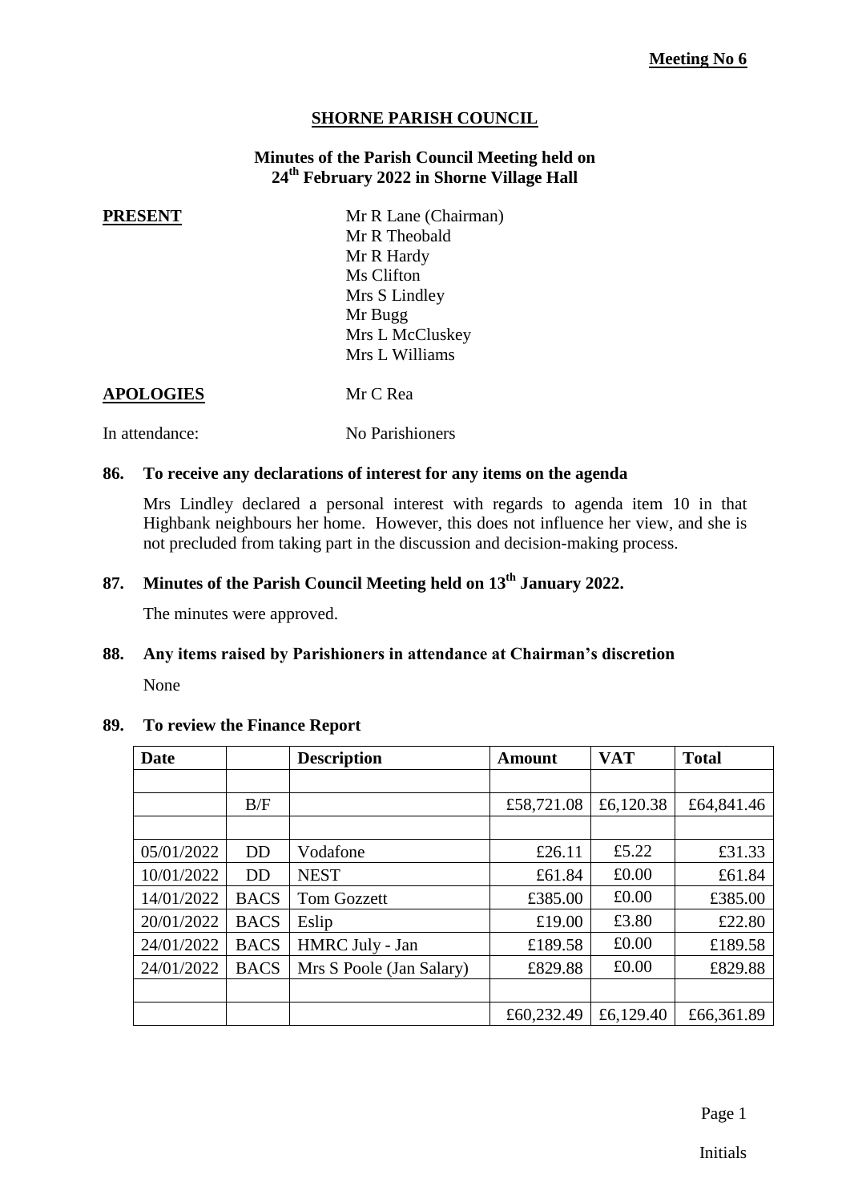**Meeting No 6**

# SHORNE PARISH COUNCIL

## Minutes of the Parish Council Meeting held on 24th February 2022 in Shorne Village Hall

**PRESENT**

Mr R Lane (Chairman)
Mr R Theobald
Mr R Hardy
Ms Clifton
Mrs S Lindley
Mr Bugg
Mrs L McCluskey
Mrs L Williams

**APOLOGIES** Mr C Rea

In attendance: No Parishioners

### 86. To receive any declarations of interest for any items on the agenda

Mrs Lindley declared a personal interest with regards to agenda item 10 in that Highbank neighbours her home. However, this does not influence her view, and she is not precluded from taking part in the discussion and decision-making process.

### 87. Minutes of the Parish Council Meeting held on 13th January 2022.

The minutes were approved.

### 88. Any items raised by Parishioners in attendance at Chairman's discretion

None

### 89. To review the Finance Report

| Date | | Description | Amount | VAT | Total |
|---|---|---|---|---|---|
| | | | | | |
| | B/F | | £58,721.08 | £6,120.38 | £64,841.46 |
| | | | | | |
| 05/01/2022 | DD | Vodafone | £26.11 | £5.22 | £31.33 |
| 10/01/2022 | DD | NEST | £61.84 | £0.00 | £61.84 |
| 14/01/2022 | BACS | Tom Gozzett | £385.00 | £0.00 | £385.00 |
| 20/01/2022 | BACS | Eslip | £19.00 | £3.80 | £22.80 |
| 24/01/2022 | BACS | HMRC July - Jan | £189.58 | £0.00 | £189.58 |
| 24/01/2022 | BACS | Mrs S Poole (Jan Salary) | £829.88 | £0.00 | £829.88 |
| | | | | | |
| | | | £60,232.49 | £6,129.40 | £66,361.89 |

Initials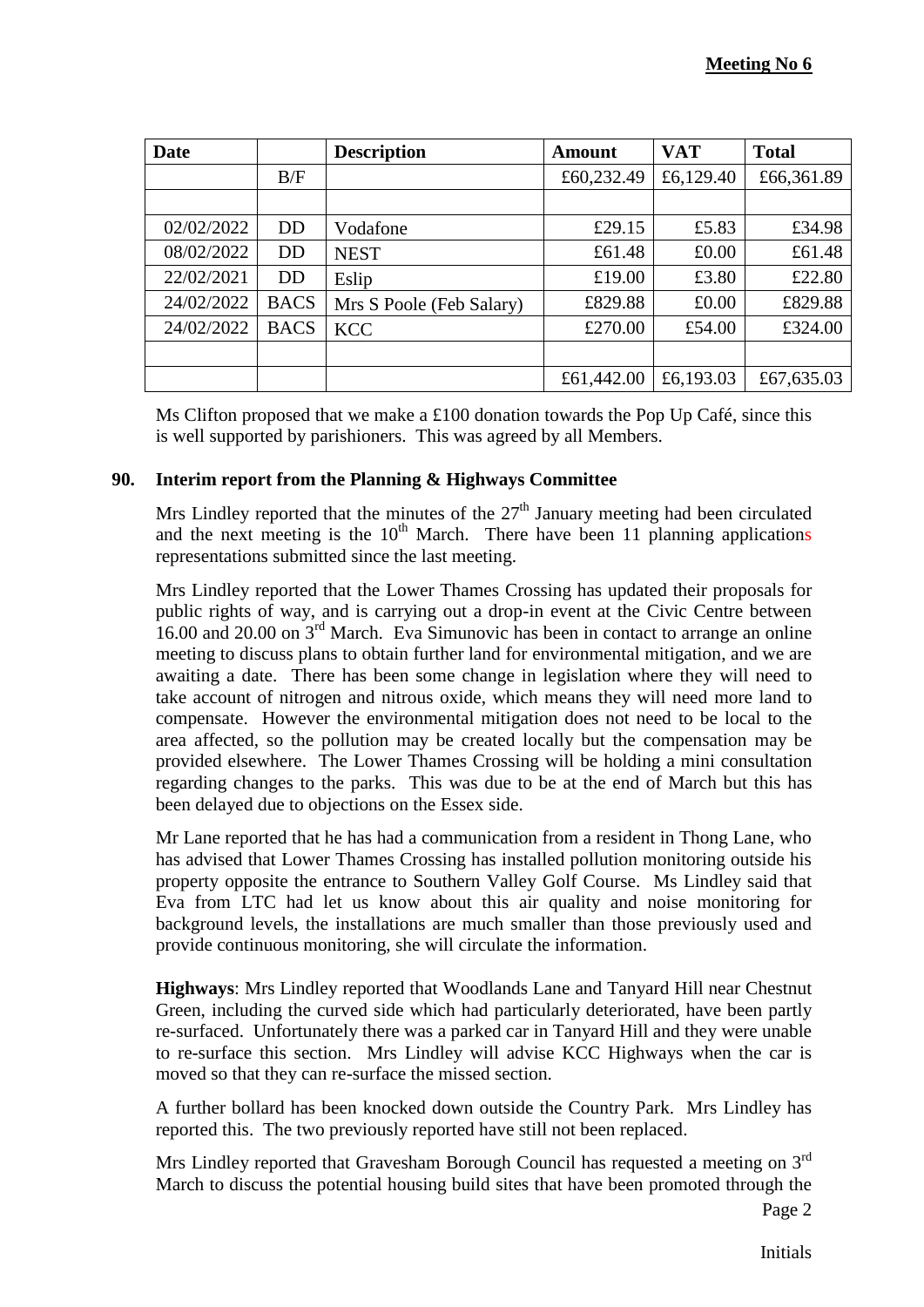**Meeting No 6**

| Date | | Description | Amount | VAT | Total |
|---|---|---|---|---|---|
| | B/F | | £60,232.49 | £6,129.40 | £66,361.89 |
| | | | | | |
| 02/02/2022 | DD | Vodafone | £29.15 | £5.83 | £34.98 |
| 08/02/2022 | DD | NEST | £61.48 | £0.00 | £61.48 |
| 22/02/2021 | DD | Eslip | £19.00 | £3.80 | £22.80 |
| 24/02/2022 | BACS | Mrs S Poole (Feb Salary) | £829.88 | £0.00 | £829.88 |
| 24/02/2022 | BACS | KCC | £270.00 | £54.00 | £324.00 |
| | | | | | |
| | | | £61,442.00 | £6,193.03 | £67,635.03 |

Ms Clifton proposed that we make a £100 donation towards the Pop Up Café, since this is well supported by parishioners. This was agreed by all Members.

**90. Interim report from the Planning & Highways Committee**

Mrs Lindley reported that the minutes of the 27th January meeting had been circulated and the next meeting is the 10th March. There have been 11 planning applications representations submitted since the last meeting.

Mrs Lindley reported that the Lower Thames Crossing has updated their proposals for public rights of way, and is carrying out a drop-in event at the Civic Centre between 16.00 and 20.00 on 3rd March. Eva Simunovic has been in contact to arrange an online meeting to discuss plans to obtain further land for environmental mitigation, and we are awaiting a date. There has been some change in legislation where they will need to take account of nitrogen and nitrous oxide, which means they will need more land to compensate. However the environmental mitigation does not need to be local to the area affected, so the pollution may be created locally but the compensation may be provided elsewhere. The Lower Thames Crossing will be holding a mini consultation regarding changes to the parks. This was due to be at the end of March but this has been delayed due to objections on the Essex side.

Mr Lane reported that he has had a communication from a resident in Thong Lane, who has advised that Lower Thames Crossing has installed pollution monitoring outside his property opposite the entrance to Southern Valley Golf Course. Ms Lindley said that Eva from LTC had let us know about this air quality and noise monitoring for background levels, the installations are much smaller than those previously used and provide continuous monitoring, she will circulate the information.

**Highways**: Mrs Lindley reported that Woodlands Lane and Tanyard Hill near Chestnut Green, including the curved side which had particularly deteriorated, have been partly re-surfaced. Unfortunately there was a parked car in Tanyard Hill and they were unable to re-surface this section. Mrs Lindley will advise KCC Highways when the car is moved so that they can re-surface the missed section.

A further bollard has been knocked down outside the Country Park. Mrs Lindley has reported this. The two previously reported have still not been replaced.

Mrs Lindley reported that Gravesham Borough Council has requested a meeting on 3rd March to discuss the potential housing build sites that have been promoted through the

Initials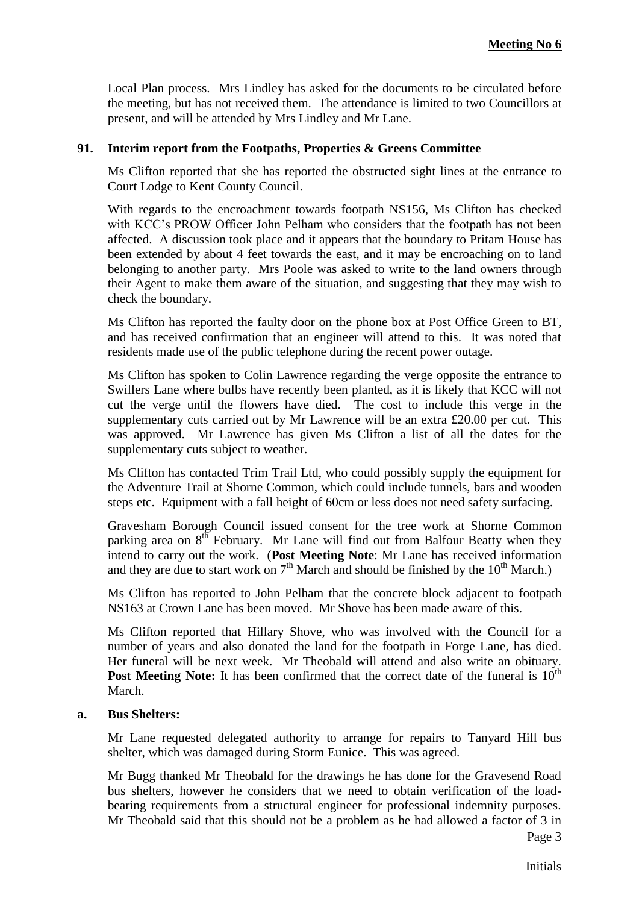Local Plan process. Mrs Lindley has asked for the documents to be circulated before the meeting, but has not received them. The attendance is limited to two Councillors at present, and will be attended by Mrs Lindley and Mr Lane.

**91. Interim report from the Footpaths, Properties & Greens Committee**

Ms Clifton reported that she has reported the obstructed sight lines at the entrance to Court Lodge to Kent County Council.

With regards to the encroachment towards footpath NS156, Ms Clifton has checked with KCC's PROW Officer John Pelham who considers that the footpath has not been affected. A discussion took place and it appears that the boundary to Pritam House has been extended by about 4 feet towards the east, and it may be encroaching on to land belonging to another party. Mrs Poole was asked to write to the land owners through their Agent to make them aware of the situation, and suggesting that they may wish to check the boundary.

Ms Clifton has reported the faulty door on the phone box at Post Office Green to BT, and has received confirmation that an engineer will attend to this. It was noted that residents made use of the public telephone during the recent power outage.

Ms Clifton has spoken to Colin Lawrence regarding the verge opposite the entrance to Swillers Lane where bulbs have recently been planted, as it is likely that KCC will not cut the verge until the flowers have died. The cost to include this verge in the supplementary cuts carried out by Mr Lawrence will be an extra £20.00 per cut. This was approved. Mr Lawrence has given Ms Clifton a list of all the dates for the supplementary cuts subject to weather.

Ms Clifton has contacted Trim Trail Ltd, who could possibly supply the equipment for the Adventure Trail at Shorne Common, which could include tunnels, bars and wooden steps etc. Equipment with a fall height of 60cm or less does not need safety surfacing.

Gravesham Borough Council issued consent for the tree work at Shorne Common parking area on 8th February. Mr Lane will find out from Balfour Beatty when they intend to carry out the work. (**Post Meeting Note**: Mr Lane has received information and they are due to start work on 7th March and should be finished by the 10th March.)

Ms Clifton has reported to John Pelham that the concrete block adjacent to footpath NS163 at Crown Lane has been moved. Mr Shove has been made aware of this.

Ms Clifton reported that Hillary Shove, who was involved with the Council for a number of years and also donated the land for the footpath in Forge Lane, has died. Her funeral will be next week. Mr Theobald will attend and also write an obituary. **Post Meeting Note:** It has been confirmed that the correct date of the funeral is 10th March.

**a. Bus Shelters:**

Mr Lane requested delegated authority to arrange for repairs to Tanyard Hill bus shelter, which was damaged during Storm Eunice. This was agreed.

Mr Bugg thanked Mr Theobald for the drawings he has done for the Gravesend Road bus shelters, however he considers that we need to obtain verification of the load-bearing requirements from a structural engineer for professional indemnity purposes. Mr Theobald said that this should not be a problem as he had allowed a factor of 3 in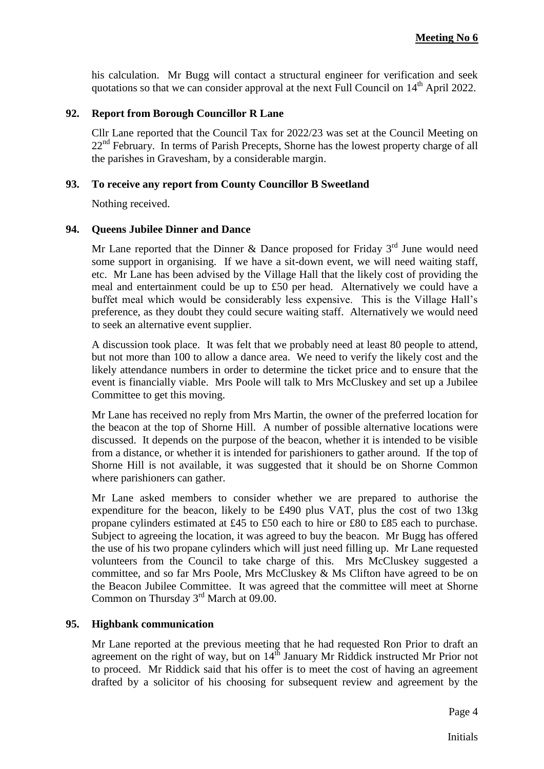his calculation. Mr Bugg will contact a structural engineer for verification and seek quotations so that we can consider approval at the next Full Council on 14th April 2022.

**92. Report from Borough Councillor R Lane**

Cllr Lane reported that the Council Tax for 2022/23 was set at the Council Meeting on 22nd February. In terms of Parish Precepts, Shorne has the lowest property charge of all the parishes in Gravesham, by a considerable margin.

**93. To receive any report from County Councillor B Sweetland**

Nothing received.

**94. Queens Jubilee Dinner and Dance**

Mr Lane reported that the Dinner & Dance proposed for Friday 3rd June would need some support in organising. If we have a sit-down event, we will need waiting staff, etc. Mr Lane has been advised by the Village Hall that the likely cost of providing the meal and entertainment could be up to £50 per head. Alternatively we could have a buffet meal which would be considerably less expensive. This is the Village Hall's preference, as they doubt they could secure waiting staff. Alternatively we would need to seek an alternative event supplier.

A discussion took place. It was felt that we probably need at least 80 people to attend, but not more than 100 to allow a dance area. We need to verify the likely cost and the likely attendance numbers in order to determine the ticket price and to ensure that the event is financially viable. Mrs Poole will talk to Mrs McCluskey and set up a Jubilee Committee to get this moving.

Mr Lane has received no reply from Mrs Martin, the owner of the preferred location for the beacon at the top of Shorne Hill. A number of possible alternative locations were discussed. It depends on the purpose of the beacon, whether it is intended to be visible from a distance, or whether it is intended for parishioners to gather around. If the top of Shorne Hill is not available, it was suggested that it should be on Shorne Common where parishioners can gather.

Mr Lane asked members to consider whether we are prepared to authorise the expenditure for the beacon, likely to be £490 plus VAT, plus the cost of two 13kg propane cylinders estimated at £45 to £50 each to hire or £80 to £85 each to purchase. Subject to agreeing the location, it was agreed to buy the beacon. Mr Bugg has offered the use of his two propane cylinders which will just need filling up. Mr Lane requested volunteers from the Council to take charge of this. Mrs McCluskey suggested a committee, and so far Mrs Poole, Mrs McCluskey & Ms Clifton have agreed to be on the Beacon Jubilee Committee. It was agreed that the committee will meet at Shorne Common on Thursday 3rd March at 09.00.

**95. Highbank communication**

Mr Lane reported at the previous meeting that he had requested Ron Prior to draft an agreement on the right of way, but on 14th January Mr Riddick instructed Mr Prior not to proceed. Mr Riddick said that his offer is to meet the cost of having an agreement drafted by a solicitor of his choosing for subsequent review and agreement by the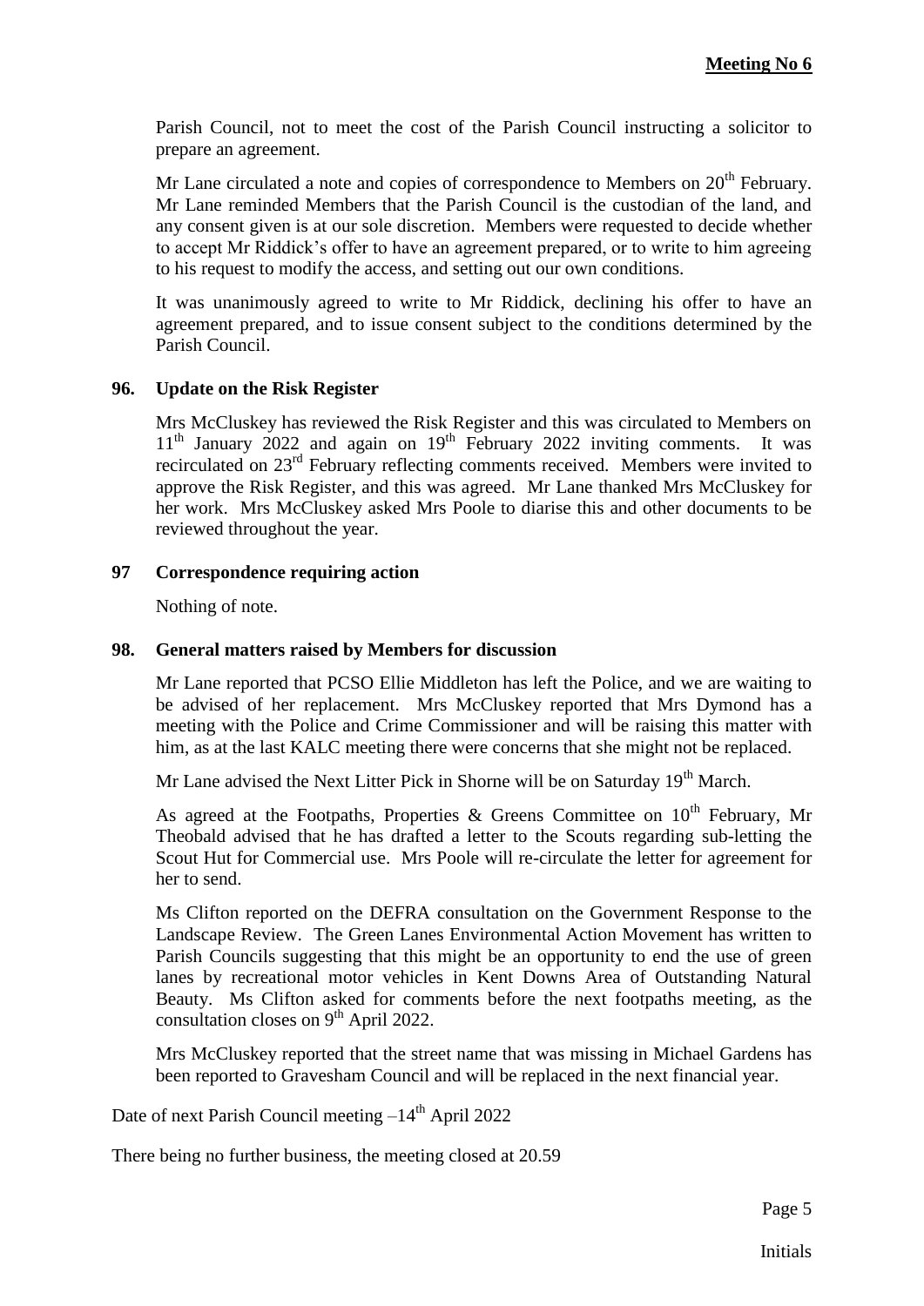Parish Council, not to meet the cost of the Parish Council instructing a solicitor to prepare an agreement.

Mr Lane circulated a note and copies of correspondence to Members on 20th February. Mr Lane reminded Members that the Parish Council is the custodian of the land, and any consent given is at our sole discretion. Members were requested to decide whether to accept Mr Riddick's offer to have an agreement prepared, or to write to him agreeing to his request to modify the access, and setting out our own conditions.

It was unanimously agreed to write to Mr Riddick, declining his offer to have an agreement prepared, and to issue consent subject to the conditions determined by the Parish Council.

**96. Update on the Risk Register**

Mrs McCluskey has reviewed the Risk Register and this was circulated to Members on 11th January 2022 and again on 19th February 2022 inviting comments. It was recirculated on 23rd February reflecting comments received. Members were invited to approve the Risk Register, and this was agreed. Mr Lane thanked Mrs McCluskey for her work. Mrs McCluskey asked Mrs Poole to diarise this and other documents to be reviewed throughout the year.

**97 Correspondence requiring action**

Nothing of note.

**98. General matters raised by Members for discussion**

Mr Lane reported that PCSO Ellie Middleton has left the Police, and we are waiting to be advised of her replacement. Mrs McCluskey reported that Mrs Dymond has a meeting with the Police and Crime Commissioner and will be raising this matter with him, as at the last KALC meeting there were concerns that she might not be replaced.

Mr Lane advised the Next Litter Pick in Shorne will be on Saturday 19th March.

As agreed at the Footpaths, Properties & Greens Committee on 10th February, Mr Theobald advised that he has drafted a letter to the Scouts regarding sub-letting the Scout Hut for Commercial use. Mrs Poole will re-circulate the letter for agreement for her to send.

Ms Clifton reported on the DEFRA consultation on the Government Response to the Landscape Review. The Green Lanes Environmental Action Movement has written to Parish Councils suggesting that this might be an opportunity to end the use of green lanes by recreational motor vehicles in Kent Downs Area of Outstanding Natural Beauty. Ms Clifton asked for comments before the next footpaths meeting, as the consultation closes on 9th April 2022.

Mrs McCluskey reported that the street name that was missing in Michael Gardens has been reported to Gravesham Council and will be replaced in the next financial year.

Date of next Parish Council meeting –14th April 2022

There being no further business, the meeting closed at 20.59

Initials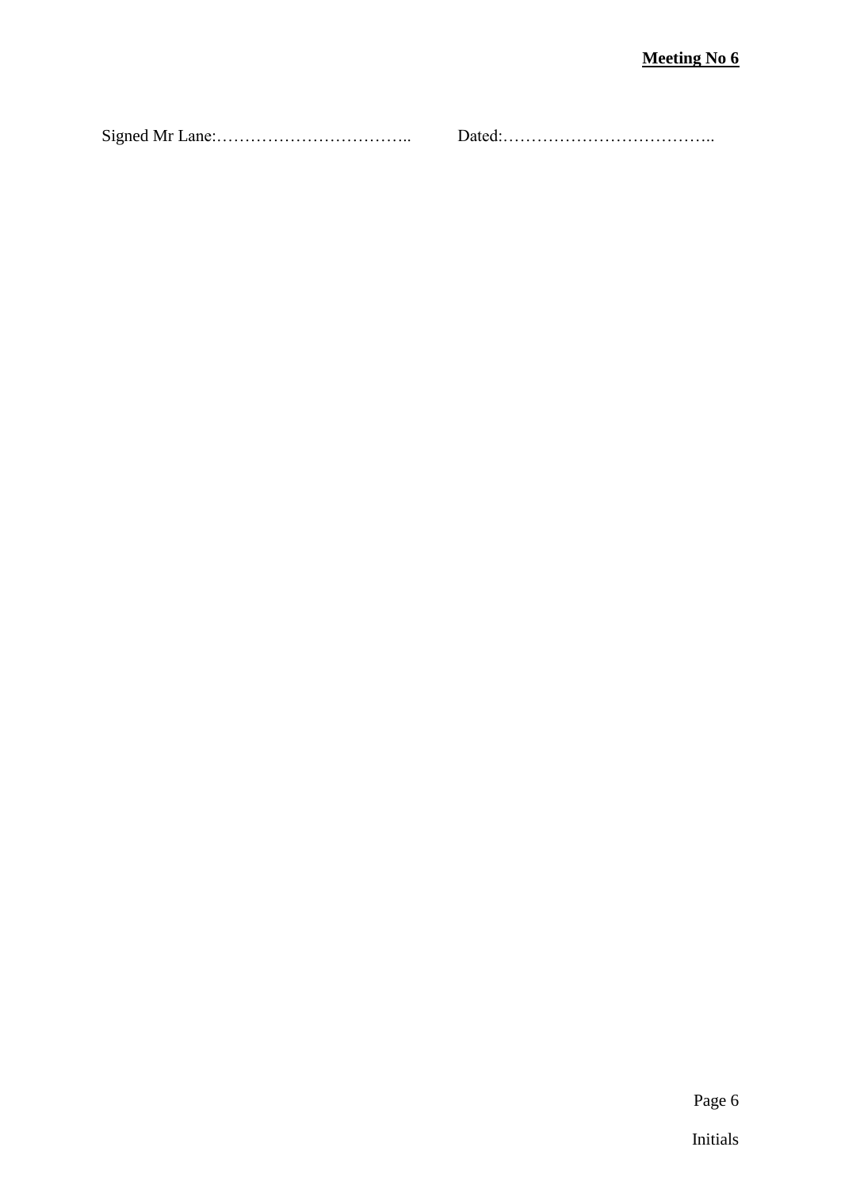**Meeting No 6**

Signed Mr Lane:…………………………….. Dated:………………………………..

Initials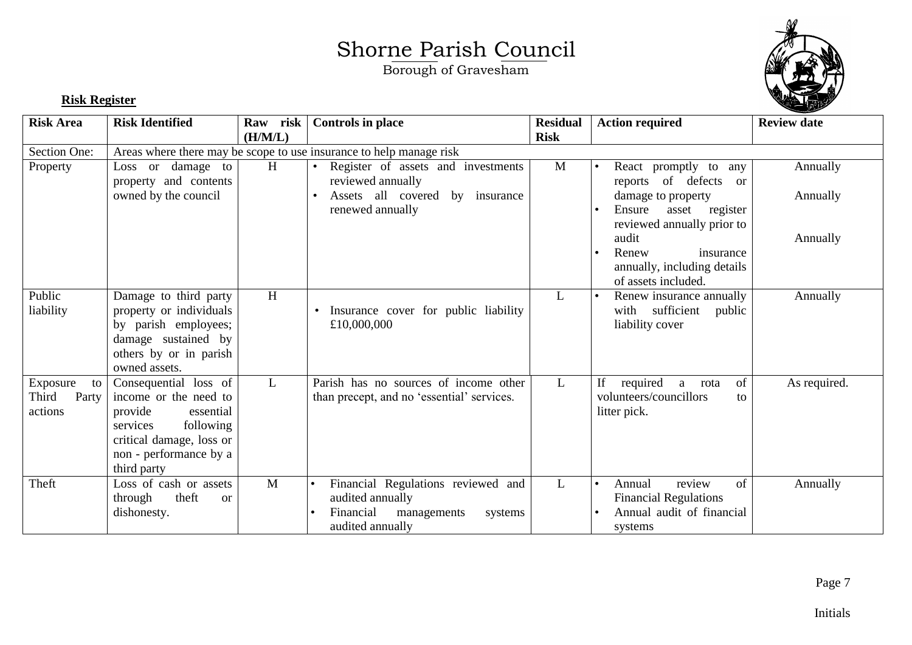# Shorne Parish Council

Borough of Gravesham

**Risk Register**

| Risk Area | Risk Identified | Raw risk (H/M/L) | Controls in place | Residual Risk | Action required | Review date |
|---|---|---|---|---|---|---|
| Section One: | Areas where there may be scope to use insurance to help manage risk | | | | | |
| Property | Loss or damage to property and contents owned by the council | H | • Register of assets and investments reviewed annually<br>• Assets all covered by insurance renewed annually | M | • React promptly to any reports of defects or damage to property<br>• Ensure asset register reviewed annually prior to audit<br>• Renew insurance annually, including details of assets included. | Annually<br>Annually<br>Annually |
| Public liability | Damage to third party property or individuals by parish employees; damage sustained by others by or in parish owned assets. | H | • Insurance cover for public liability £10,000,000 | L | • Renew insurance annually with sufficient public liability cover | Annually |
| Exposure to Third Party actions | Consequential loss of income or the need to provide essential services following critical damage, loss or non - performance by a third party | L | Parish has no sources of income other than precept, and no 'essential' services. | L | If required a rota of volunteers/councillors to litter pick. | As required. |
| Theft | Loss of cash or assets through theft or dishonesty. | M | • Financial Regulations reviewed and audited annually<br>• Financial managements systems audited annually | L | • Annual review of Financial Regulations<br>• Annual audit of financial systems | Annually |

Initials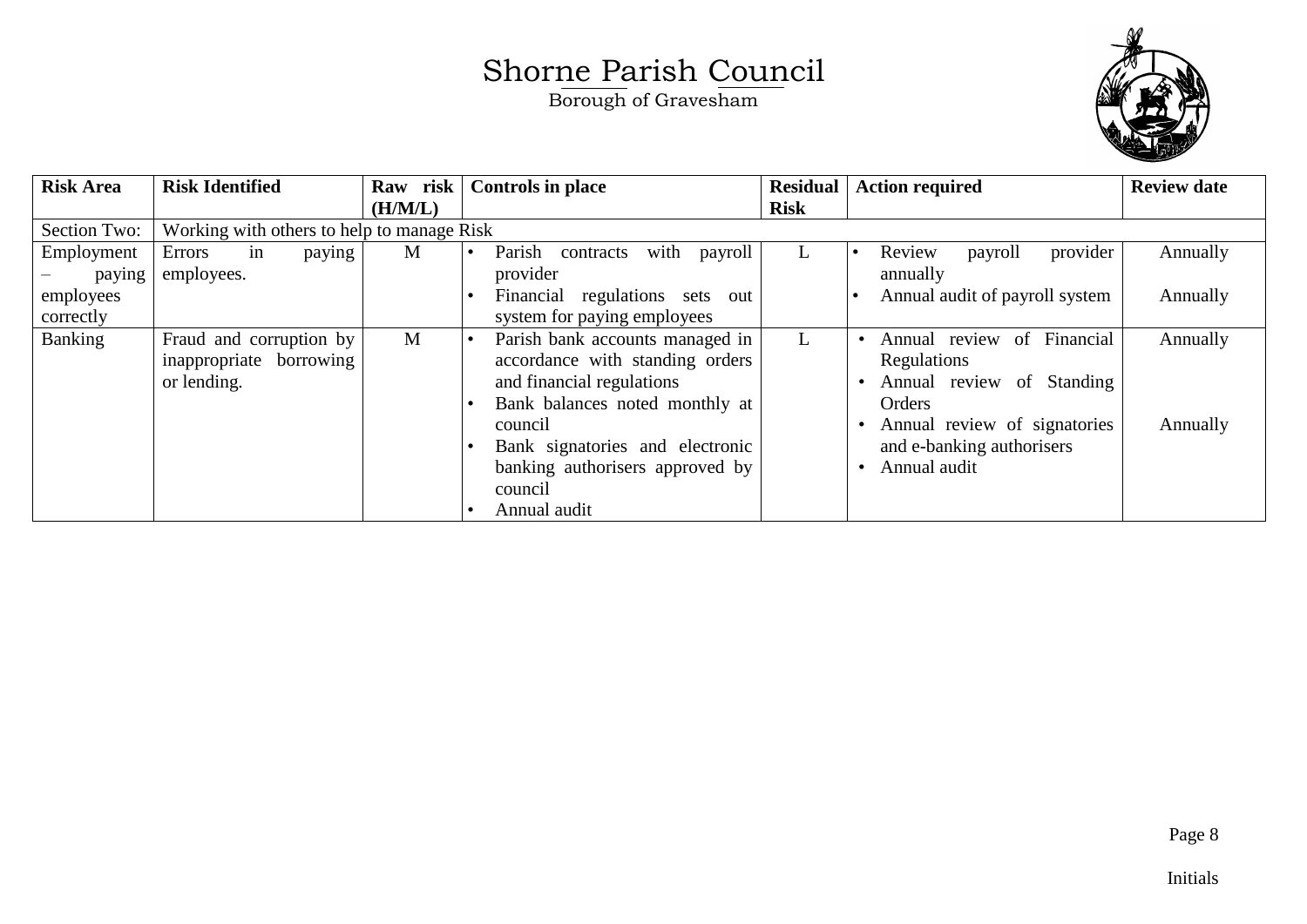# Shorne Parish Council

Borough of Gravesham

| Risk Area | Risk Identified | Raw risk (H/M/L) | Controls in place | Residual Risk | Action required | Review date |
|---|---|---|---|---|---|---|
| Section Two: | Working with others to help to manage Risk | | | | | |
| Employment – paying employees correctly | Errors in paying employees. | M | • Parish contracts with payroll provider<br>• Financial regulations sets out system for paying employees | L | • Review payroll provider annually<br>• Annual audit of payroll system | Annually<br>Annually |
| Banking | Fraud and corruption by inappropriate borrowing or lending. | M | • Parish bank accounts managed in accordance with standing orders and financial regulations<br>• Bank balances noted monthly at council<br>• Bank signatories and electronic banking authorisers approved by council<br>• Annual audit | L | • Annual review of Financial Regulations<br>• Annual review of Standing Orders<br>• Annual review of signatories and e-banking authorisers<br>• Annual audit | Annually<br>Annually |

Initials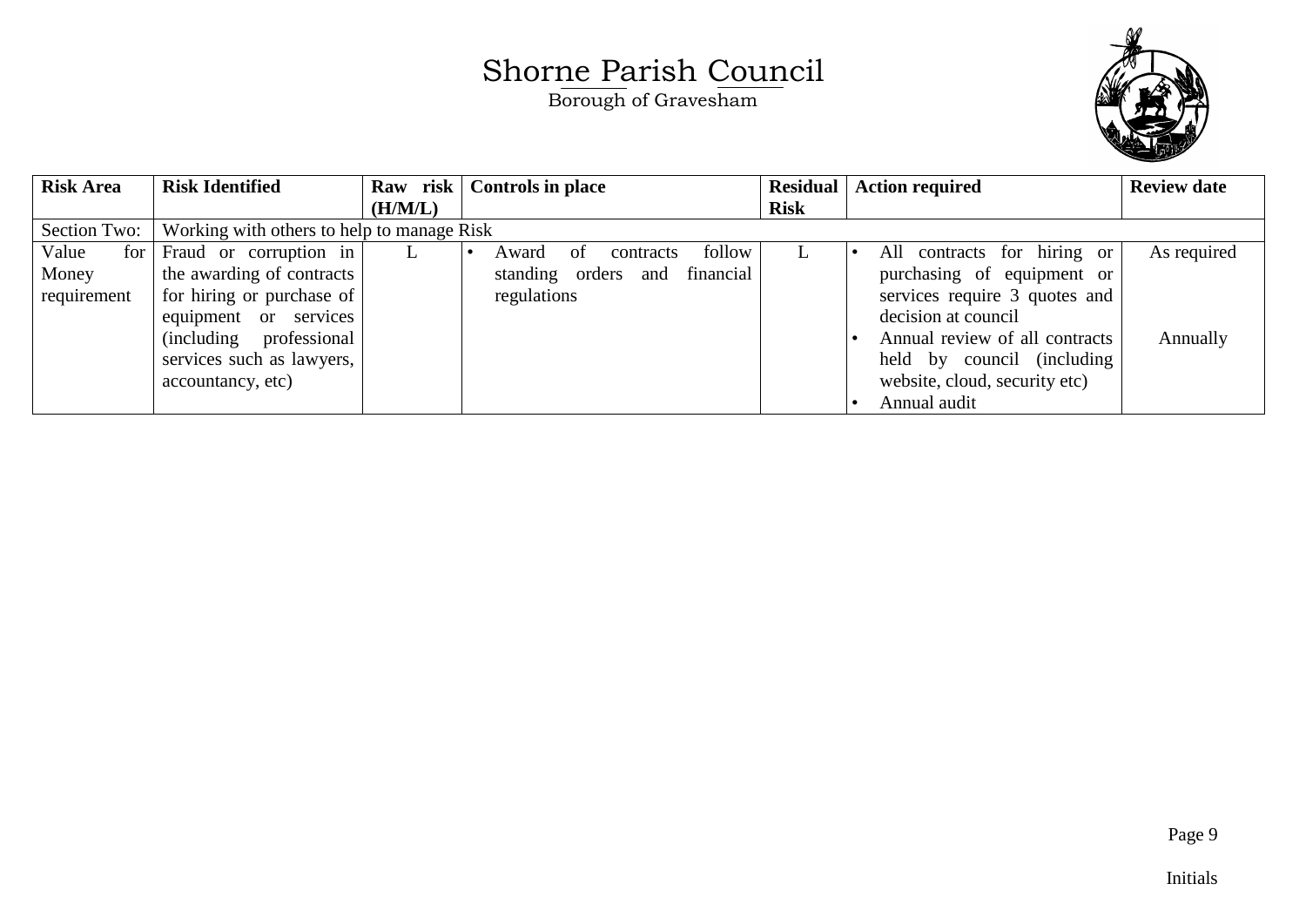# Shorne Parish Council

Borough of Gravesham

| Risk Area | Risk Identified | Raw risk (H/M/L) | Controls in place | Residual Risk | Action required | Review date |
|---|---|---|---|---|---|---|
| Section Two: | Working with others to help to manage Risk | | | | | |
| Value for Money requirement | Fraud or corruption in the awarding of contracts for hiring or purchase of equipment or services (including professional services such as lawyers, accountancy, etc) | L | • Award of contracts follow standing orders and financial regulations | L | • All contracts for hiring or purchasing of equipment or services require 3 quotes and decision at council<br>• Annual review of all contracts held by council (including website, cloud, security etc)<br>• Annual audit | As required<br><br>Annually |

Initials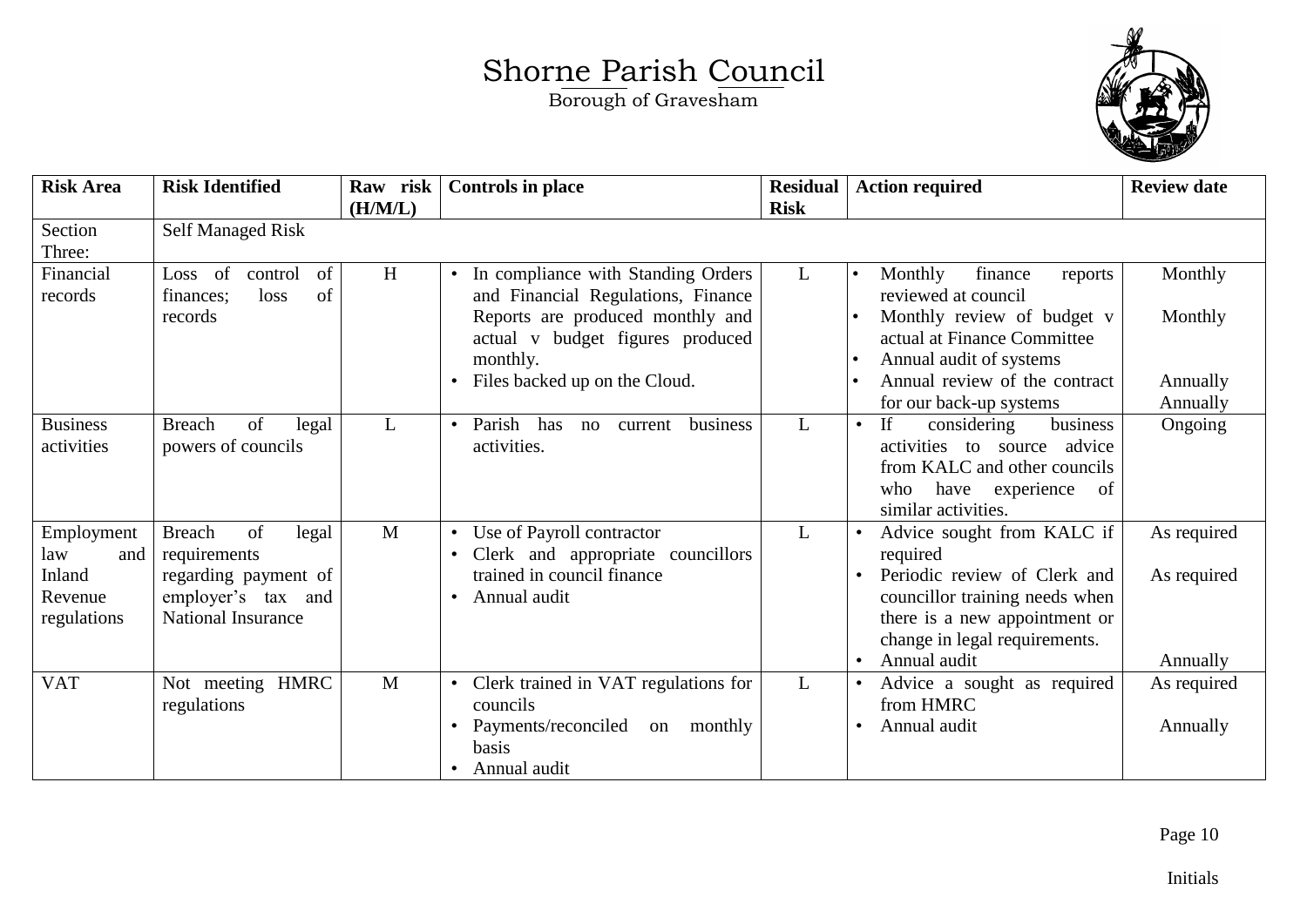# Shorne Parish Council

Borough of Gravesham

| Risk Area | Risk Identified | Raw risk (H/M/L) | Controls in place | Residual Risk | Action required | Review date |
|---|---|---|---|---|---|---|
| Section Three: | Self Managed Risk | | | | | |
| Financial records | Loss of control of finances; loss of records | H | • In compliance with Standing Orders and Financial Regulations, Finance Reports are produced monthly and actual v budget figures produced monthly.<br>• Files backed up on the Cloud. | L | • Monthly finance reports reviewed at council<br>• Monthly review of budget v actual at Finance Committee<br>• Annual audit of systems<br>• Annual review of the contract for our back-up systems | Monthly<br>Monthly<br>Annually<br>Annually |
| Business activities | Breach of legal powers of councils | L | • Parish has no current business activities. | L | • If considering business activities to source advice from KALC and other councils who have experience of similar activities. | Ongoing |
| Employment law and Inland Revenue regulations | Breach of legal requirements regarding payment of employer's tax and National Insurance | M | • Use of Payroll contractor<br>• Clerk and appropriate councillors trained in council finance<br>• Annual audit | L | • Advice sought from KALC if required<br>• Periodic review of Clerk and councillor training needs when there is a new appointment or change in legal requirements.<br>• Annual audit | As required<br>As required<br>Annually |
| VAT | Not meeting HMRC regulations | M | • Clerk trained in VAT regulations for councils<br>• Payments/reconciled on monthly basis<br>• Annual audit | L | • Advice a sought as required from HMRC<br>• Annual audit | As required<br>Annually |

Initials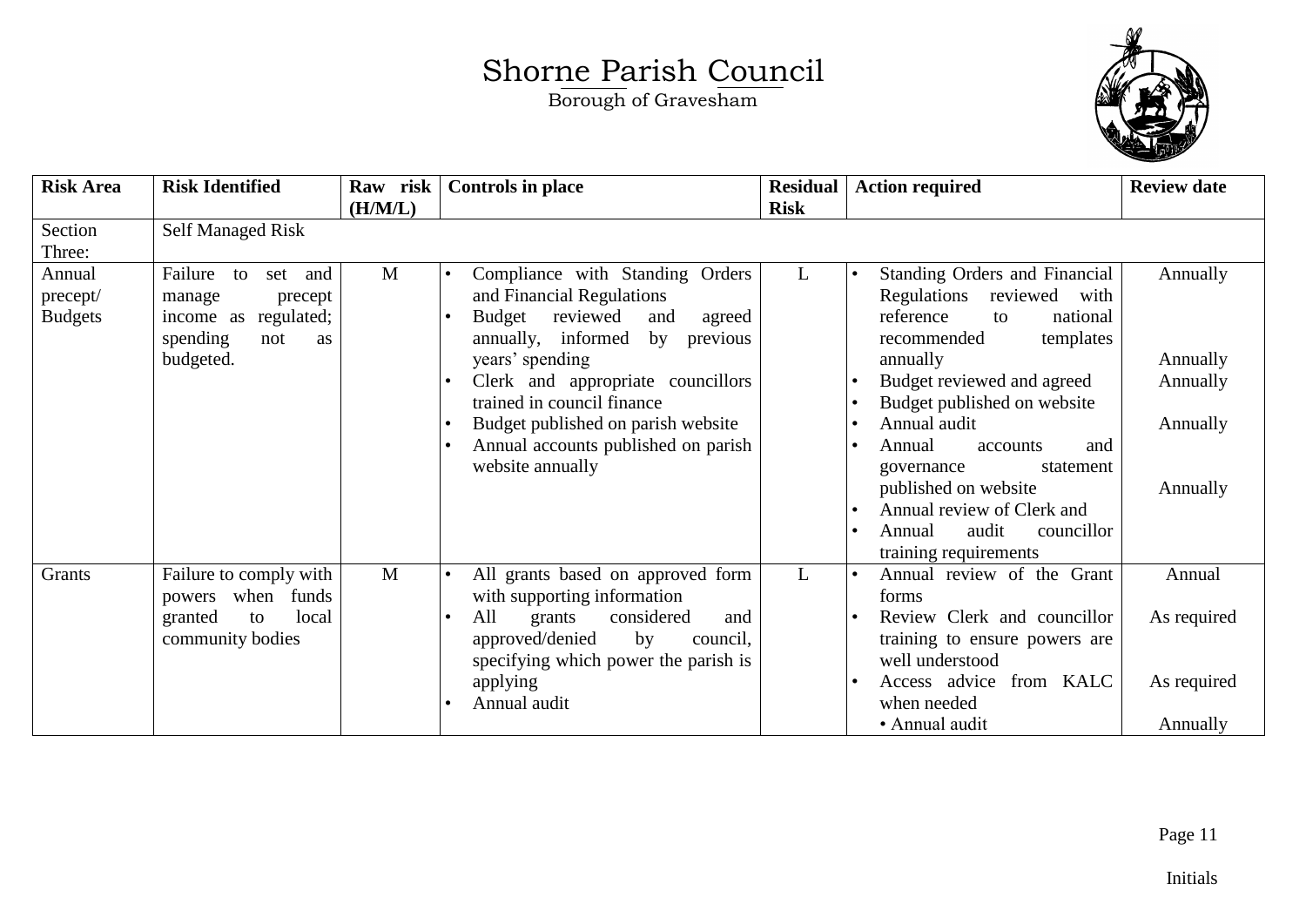# Shorne Parish Council

Borough of Gravesham

| Risk Area | Risk Identified | Raw risk (H/M/L) | Controls in place | Residual Risk | Action required | Review date |
|---|---|---|---|---|---|---|
| Section Three: | Self Managed Risk | | | | | |
| Annual precept/ Budgets | Failure to set and manage precept income as regulated; spending not as budgeted. | M | • Compliance with Standing Orders and Financial Regulations<br>• Budget reviewed and agreed annually, informed by previous years' spending<br>• Clerk and appropriate councillors trained in council finance<br>• Budget published on parish website<br>• Annual accounts published on parish website annually | L | • Standing Orders and Financial Regulations reviewed with reference to national recommended templates annually<br>• Budget reviewed and agreed<br>• Budget published on website<br>• Annual audit<br>• Annual accounts and governance statement published on website<br>• Annual review of Clerk and<br>• Annual audit councillor training requirements | Annually<br><br>Annually<br>Annually<br><br>Annually<br><br>Annually |
| Grants | Failure to comply with powers when funds granted to local community bodies | M | • All grants based on approved form with supporting information<br>• All grants considered and approved/denied by council, specifying which power the parish is applying<br>• Annual audit | L | • Annual review of the Grant forms<br>• Review Clerk and councillor training to ensure powers are well understood<br>• Access advice from KALC when needed<br>• Annual audit | Annual<br>As required<br><br>As required<br><br>Annually |

Initials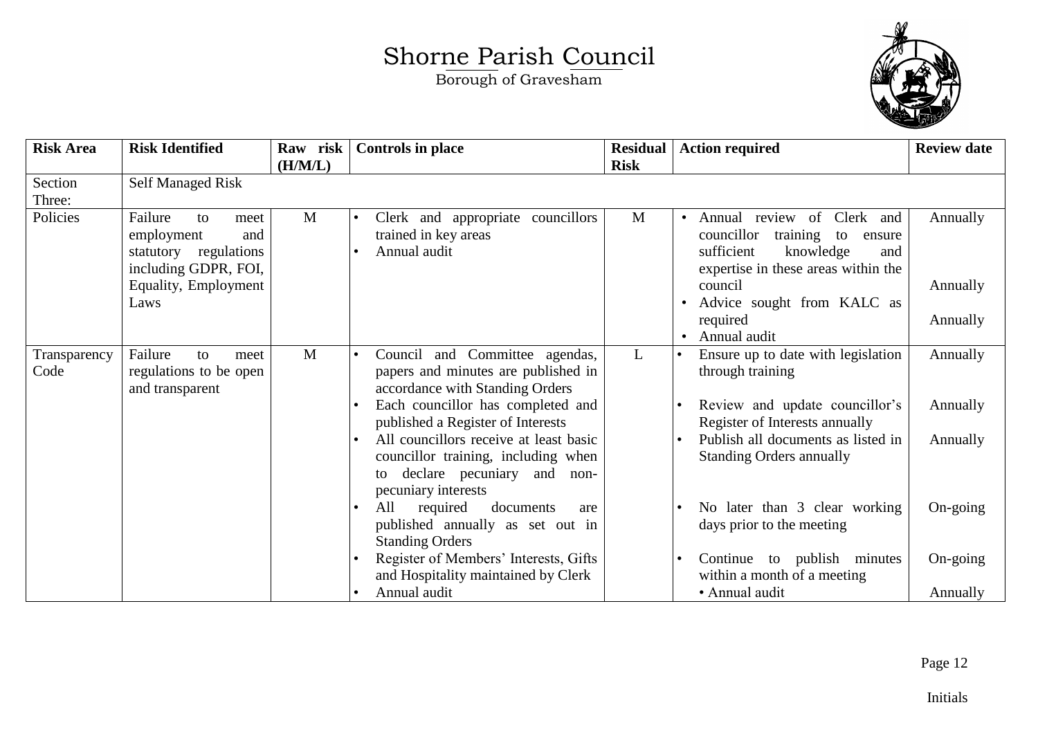# Shorne Parish Council

Borough of Gravesham

| Risk Area | Risk Identified | Raw risk (H/M/L) | Controls in place | Residual Risk | Action required | Review date |
|---|---|---|---|---|---|---|
| Section Three: | Self Managed Risk | | | | | |
| Policies | Failure to meet employment and statutory regulations including GDPR, FOI, Equality, Employment Laws | M | • Clerk and appropriate councillors trained in key areas<br>• Annual audit | M | • Annual review of Clerk and councillor training to ensure sufficient knowledge and expertise in these areas within the council<br>• Advice sought from KALC as required<br>• Annual audit | Annually<br>Annually<br>Annually |
| Transparency Code | Failure to meet regulations to be open and transparent | M | • Council and Committee agendas, papers and minutes are published in accordance with Standing Orders<br>• Each councillor has completed and published a Register of Interests<br>• All councillors receive at least basic councillor training, including when to declare pecuniary and non-pecuniary interests<br>• All required documents are published annually as set out in Standing Orders<br>• Register of Members' Interests, Gifts and Hospitality maintained by Clerk<br>• Annual audit | L | • Ensure up to date with legislation through training<br>• Review and update councillor's Register of Interests annually<br>• Publish all documents as listed in Standing Orders annually<br>• No later than 3 clear working days prior to the meeting<br>• Continue to publish minutes within a month of a meeting<br>• Annual audit | Annually<br>Annually<br>Annually<br>On-going<br>On-going<br>Annually |

Initials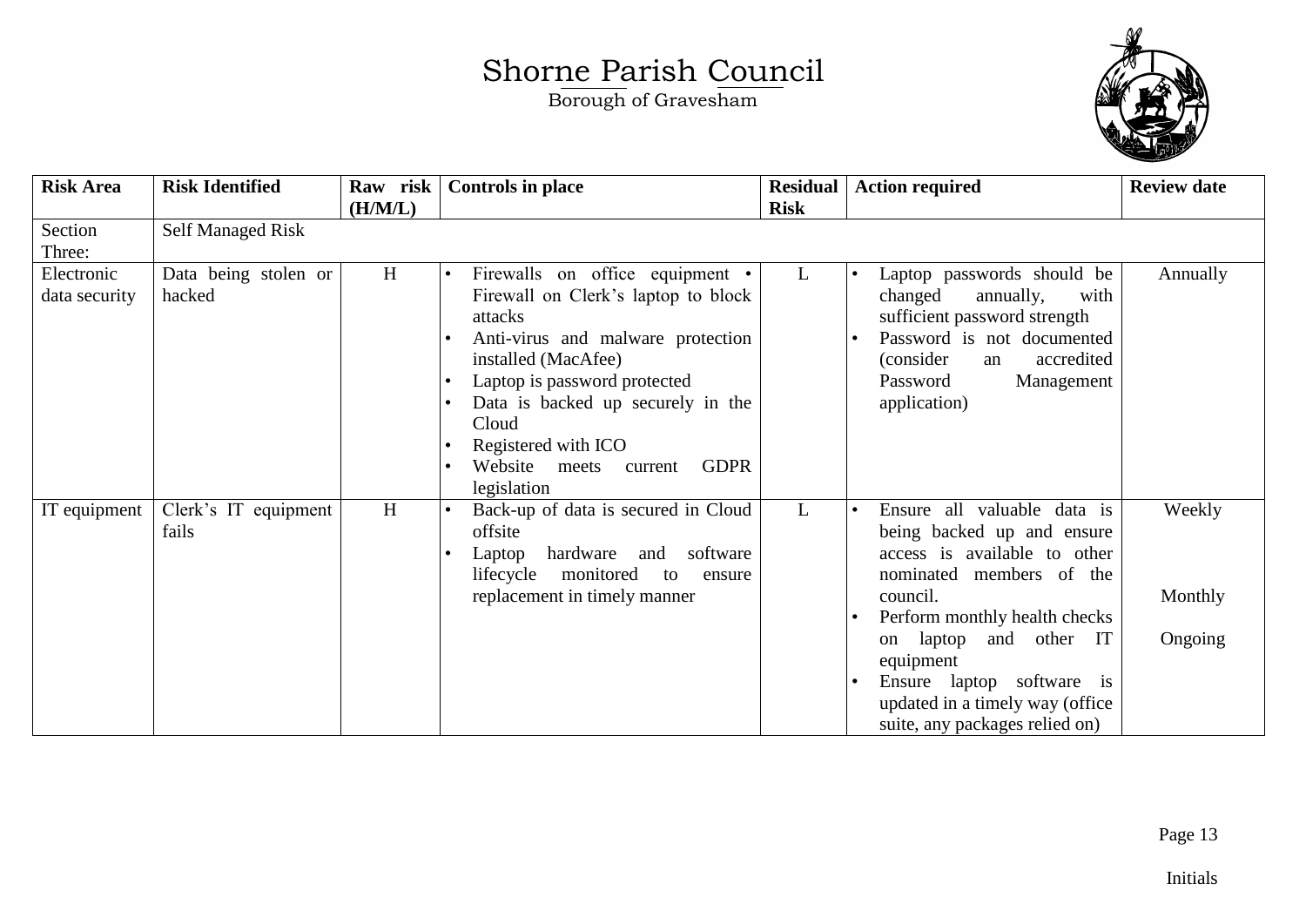# Shorne Parish Council

Borough of Gravesham

| Risk Area | Risk Identified | Raw risk (H/M/L) | Controls in place | Residual Risk | Action required | Review date |
|---|---|---|---|---|---|---|
| Section Three: | Self Managed Risk | | | | | |
| Electronic data security | Data being stolen or hacked | H | • Firewalls on office equipment • Firewall on Clerk's laptop to block attacks<br>• Anti-virus and malware protection installed (MacAfee)<br>• Laptop is password protected<br>• Data is backed up securely in the Cloud<br>• Registered with ICO<br>• Website meets current GDPR legislation | L | • Laptop passwords should be changed annually, with sufficient password strength<br>• Password is not documented (consider an accredited Password Management application) | Annually |
| IT equipment | Clerk's IT equipment fails | H | • Back-up of data is secured in Cloud offsite<br>• Laptop hardware and software lifecycle monitored to ensure replacement in timely manner | L | • Ensure all valuable data is being backed up and ensure access is available to other nominated members of the council.<br>• Perform monthly health checks on laptop and other IT equipment<br>• Ensure laptop software is updated in a timely way (office suite, any packages relied on) | Weekly<br><br>Monthly<br><br>Ongoing |

Initials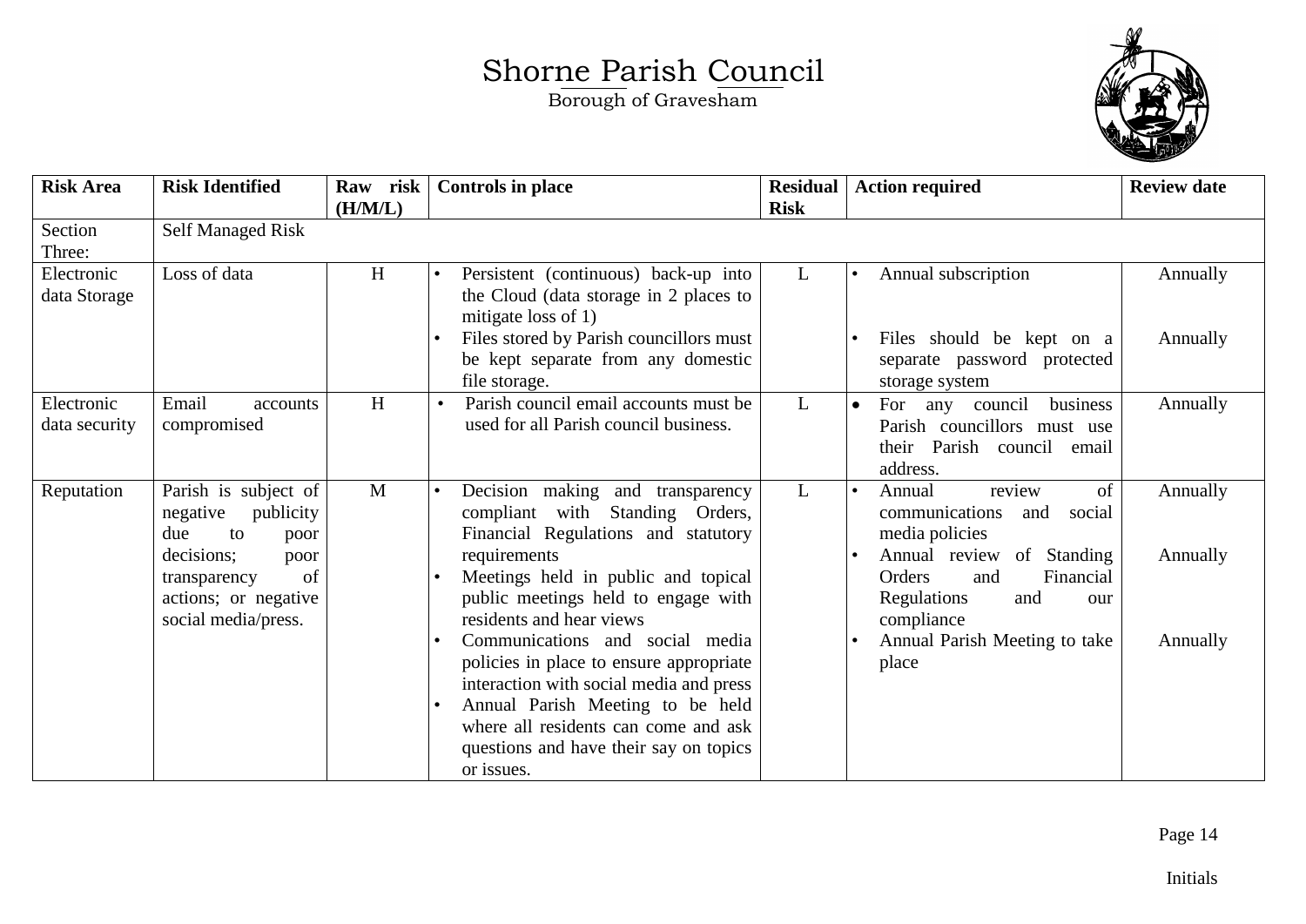# Shorne Parish Council

Borough of Gravesham

| Risk Area | Risk Identified | Raw risk (H/M/L) | Controls in place | Residual Risk | Action required | Review date |
|---|---|---|---|---|---|---|
| Section Three: | Self Managed Risk | | | | | |
| Electronic data Storage | Loss of data | H | • Persistent (continuous) back-up into the Cloud (data storage in 2 places to mitigate loss of 1)<br>• Files stored by Parish councillors must be kept separate from any domestic file storage. | L | • Annual subscription<br>• Files should be kept on a separate password protected storage system | Annually<br>Annually |
| Electronic data security | Email accounts compromised | H | • Parish council email accounts must be used for all Parish council business. | L | • For any council business Parish councillors must use their Parish council email address. | Annually |
| Reputation | Parish is subject of negative publicity due to poor decisions; poor transparency of actions; or negative social media/press. | M | • Decision making and transparency compliant with Standing Orders, Financial Regulations and statutory requirements<br>• Meetings held in public and topical public meetings held to engage with residents and hear views<br>• Communications and social media policies in place to ensure appropriate interaction with social media and press<br>• Annual Parish Meeting to be held where all residents can come and ask questions and have their say on topics or issues. | L | • Annual review of communications and social media policies<br>• Annual review of Standing Orders and Financial Regulations and our compliance<br>• Annual Parish Meeting to take place | Annually<br>Annually<br>Annually |

Initials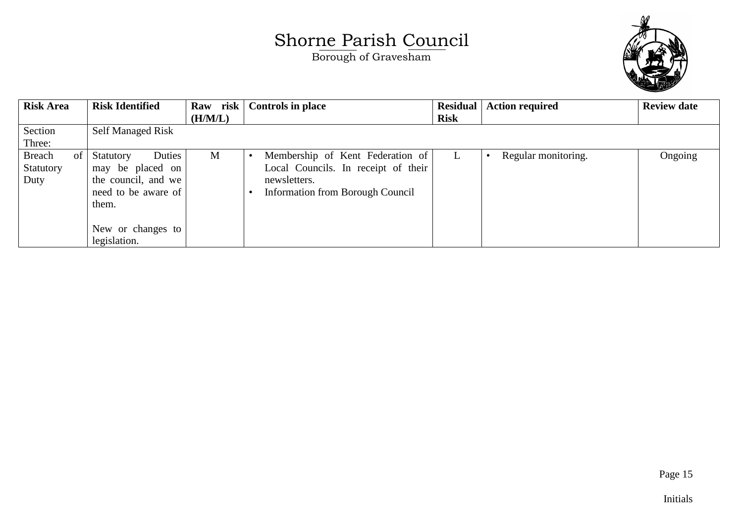# Shorne Parish Council

Borough of Gravesham

| Risk Area | Risk Identified | Raw risk (H/M/L) | Controls in place | Residual Risk | Action required | Review date |
|---|---|---|---|---|---|---|
| Section Three: | Self Managed Risk | | | | | |
| Breach of Statutory Duty | Statutory Duties may be placed on the council, and we need to be aware of them.<br><br>New or changes to legislation. | M | • Membership of Kent Federation of Local Councils. In receipt of their newsletters.<br>• Information from Borough Council | L | • Regular monitoring. | Ongoing |

Initials